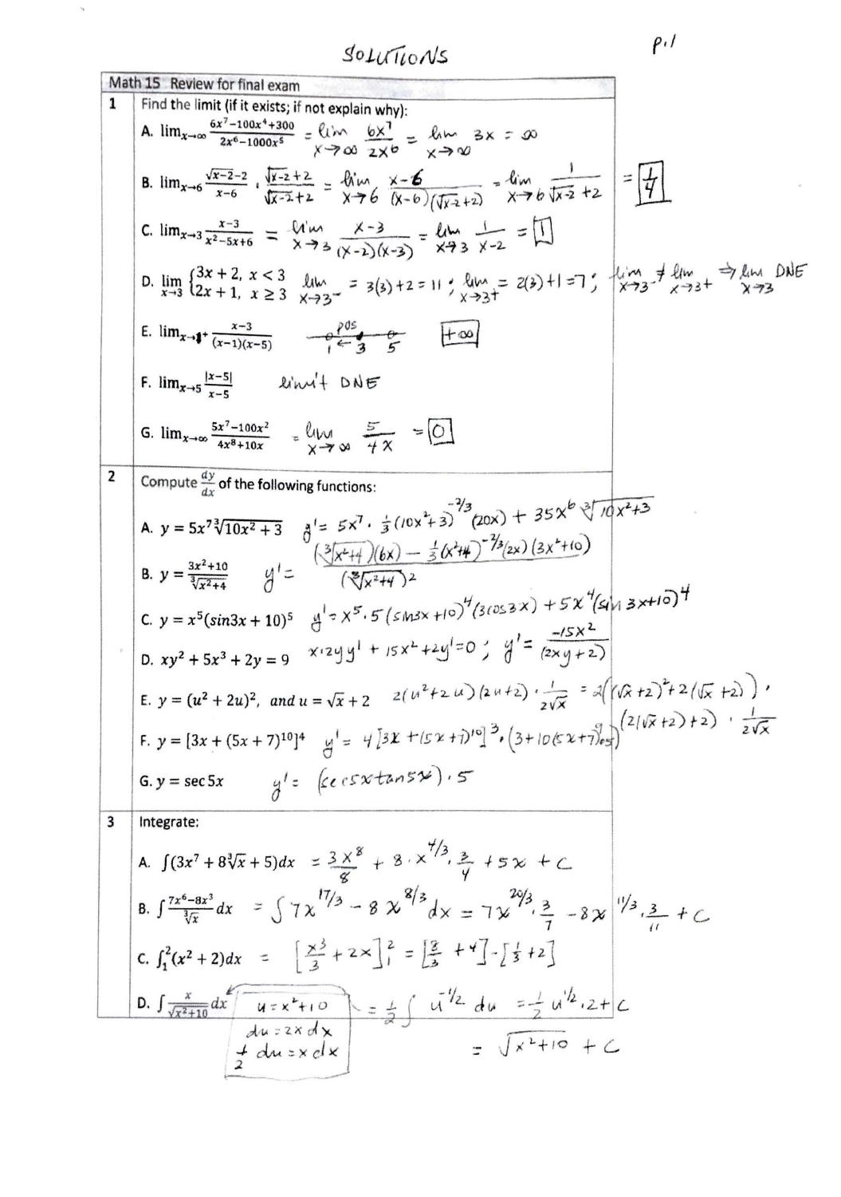SOLUTIONS

p.1

## Math 15 Review for final exam

**1** Find the limit (if it exists; if not explain why):

A. $\lim_{x\to\infty} \frac{6x^7-100x^4+300}{2x^6-1000x^5} = \lim_{x\to\infty} \frac{6x^7}{2x^6} = \lim_{x\to\infty} 3x = \infty$

B. $\lim_{x\to 6} \frac{\sqrt{x-2}-2}{x-6} \cdot \frac{\sqrt{x-2}+2}{\sqrt{x-2}+2} = \lim_{x\to 6} \frac{x-6}{(x-6)(\sqrt{x-2}+2)} = \lim_{x\to 6} \frac{1}{\sqrt{x-2}+2} = \boxed{\frac{1}{4}}$

C. $\lim_{x\to 3} \frac{x-3}{x^2-5x+6} = \lim_{x\to 3} \frac{x-3}{(x-2)(x-3)} = \lim_{x\to 3} \frac{1}{x-2} = \boxed{1}$

D. $\lim_{x\to 3} \begin{cases} 3x+2, & x<3 \\ 2x+1, & x\geq 3 \end{cases}$ $\lim_{x\to 3^-} = 3(3)+2 = 11$ ; $\lim_{x\to 3^+} = 2(3)+1 = 7$ ; $\lim_{x\to 3^-} \neq \lim_{x\to 3^+} \Rightarrow \lim_{x\to 3}$ DNE

E. $\lim_{x\to 1^+} \frac{x-3}{(x-1)(x-5)}$ (sign chart: pos between 1 and 3; points 1, 3, 5) $\boxed{+\infty}$

F. $\lim_{x\to 5} \frac{|x-5|}{x-5}$ limit DNE

G. $\lim_{x\to\infty} \frac{5x^7-100x^2}{4x^8+10x} = \lim_{x\to\infty} \frac{5}{4x} = \boxed{0}$

**2** Compute $\frac{dy}{dx}$ of the following functions:

A. $y = 5x^7\sqrt[3]{10x^2+3}$ $\quad y' = 5x^7 \cdot \frac{1}{3}(10x^2+3)^{-2/3}(20x) + 35x^6\sqrt[3]{10x^2+3}$

B. $y = \frac{3x^2+10}{\sqrt[3]{x^2+4}}$ $\quad y' = \frac{(\sqrt[3]{x^2+4})(6x) - \frac{1}{3}(x^2+4)^{-2/3}(2x)(3x^2+10)}{(\sqrt[3]{x^2+4})^2}$

C. $y = x^5(\sin 3x+10)^5$ $\quad y' = x^5 \cdot 5(\sin 3x+10)^4(3\cos 3x) + 5x^4(\sin 3x+10)^5$

D. $xy^2 + 5x^3 + 2y = 9$ $\quad x \cdot 2yy' + 15x^2 + 2y' = 0$ ; $y' = \frac{-15x^2}{(2xy+2)}$

E. $y = (u^2+2u)^2$, and $u = \sqrt{x}+2$ $\quad 2(u^2+2u)(2u+2) \cdot \frac{1}{2\sqrt{x}} = 2\left((\sqrt{x}+2)^2 + 2(\sqrt{x}+2)\right) \cdot (2(\sqrt{x}+2)+2) \cdot \frac{1}{2\sqrt{x}}$

F. $y = [3x + (5x+7)^{10}]^4$ $\quad y' = 4[3x+(5x+7)^{10}]^3 \cdot (3 + 10(5x+7)^9 \cdot 5)$

G. $y = \sec 5x$ $\quad y' = (\sec 5x \tan 5x) \cdot 5$

**3** Integrate:

A. $\int(3x^7 + 8\sqrt[3]{x} + 5)dx = \frac{3x^8}{8} + 8 \cdot x^{4/3} \cdot \frac{3}{4} + 5x + C$

B. $\int \frac{7x^6-8x^3}{\sqrt[3]{x}}dx = \int 7x^{17/3} - 8x^{8/3}dx = 7x^{20/3} \cdot \frac{3}{20} - 8x^{11/3} \cdot \frac{3}{11} + C$

C. $\int_1^2 (x^2+2)dx = \left[\frac{x^3}{3} + 2x\right]_1^2 = \left[\frac{8}{3} + 4\right] - \left[\frac{1}{3} + 2\right]$

D. $\int \frac{x}{\sqrt{x^2+10}}dx$ $\quad u = x^2+10$, $du = 2x\,dx$, $\frac{1}{2}du = x\,dx$ $\quad = \frac{1}{2}\int u^{-1/2}du = \frac{1}{2}u^{1/2} \cdot 2 + C = \sqrt{x^2+10} + C$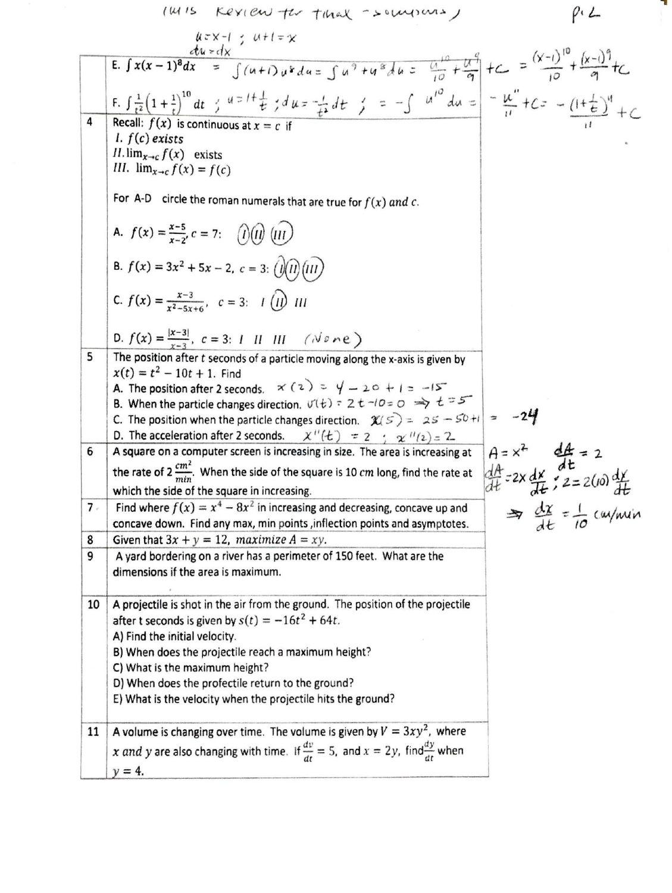(Calc 15 Review for Final - solutions) p. 2

| | |
|---|---|
| | $u = x-1$ ; $u+1 = x$ ; $du = dx$ <br> E. $\int x(x-1)^8 dx = \int (u+1)u^8 du = \int u^9 + u^8 du = \frac{u^{10}}{10} + \frac{u^9}{9} + C = \frac{(x-1)^{10}}{10} + \frac{(x-1)^9}{9} + C$ <br><br> F. $\int \frac{1}{t^2}\left(1+\frac{1}{t}\right)^{10} dt$ ; $u = 1+\frac{1}{t}$ ; $du = -\frac{1}{t^2}dt$ ; $= -\int u^{10} du = -\frac{u^{11}}{11} + C = -\frac{(1+\frac{1}{t})^{11}}{11} + C$ |
| 4 | Recall: $f(x)$ is continuous at $x = c$ if <br> *I. $f(c)$ exists* <br> *II.* $\lim_{x\to c} f(x)$ exists <br> *III.* $\lim_{x\to c} f(x) = f(c)$ <br><br> For A-D circle the roman numerals that are true for $f(x)$ *and* $c$. <br><br> A. $f(x) = \frac{x-5}{x-2}$, $c = 7$: (I) (II) (III) <br><br> B. $f(x) = 3x^2 + 5x - 2$, $c = 3$: (I) (II) (III) <br><br> C. $f(x) = \frac{x-3}{x^2-5x+6}$, $c = 3$: I (II) III <br><br> D. $f(x) = \frac{\lvert x-3 \rvert}{x-3}$, $c = 3$: I II III (None) |
| 5 | The position after $t$ seconds of a particle moving along the x-axis is given by $x(t) = t^2 - 10t + 1$. Find <br> A. The position after 2 seconds. $x(2) = 4 - 20 + 1 = -15$ <br> B. When the particle changes direction. $v(t) = 2t - 10 = 0 \Rightarrow t = 5$ <br> C. The position when the particle changes direction. $x(5) = 25 - 50 + 1 = -24$ <br> D. The acceleration after 2 seconds. $x''(t) = 2$ ; $x''(2) = 2$ |
| 6 | A square on a computer screen is increasing in size. The area is increasing at the rate of $2\frac{cm^2}{min}$. When the side of the square is 10 *cm* long, find the rate at which the side of the square in increasing. <br> $A = x^2$ ; $\frac{dA}{dt} = 2$ ; $\frac{dA}{dt} = 2x\frac{dx}{dt}$ ; $2 = 2(10)\frac{dx}{dt}$ $\Rightarrow \frac{dx}{dt} = \frac{1}{10}$ cm/min |
| 7 | Find where $f(x) = x^4 - 8x^2$ in increasing and decreasing, concave up and concave down. Find any max, min points ,inflection points and asymptotes. |
| 8 | Given that $3x + y = 12$, *maximize* $A = xy$. |
| 9 | A yard bordering on a river has a perimeter of 150 feet. What are the dimensions if the area is maximum. |
| 10 | A projectile is shot in the air from the ground. The position of the projectile after t seconds is given by $s(t) = -16t^2 + 64t$. <br> A) Find the initial velocity. <br> B) When does the projectile reach a maximum height? <br> C) What is the maximum height? <br> D) When does the profectile return to the ground? <br> E) What is the velocity when the projectile hits the ground? |
| 11 | A volume is changing over time. The volume is given by $V = 3xy^2$, where $x$ *and* $y$ are also changing with time. If $\frac{dv}{dt} = 5$, and $x = 2y$, find $\frac{dy}{dt}$ when $y = 4$. |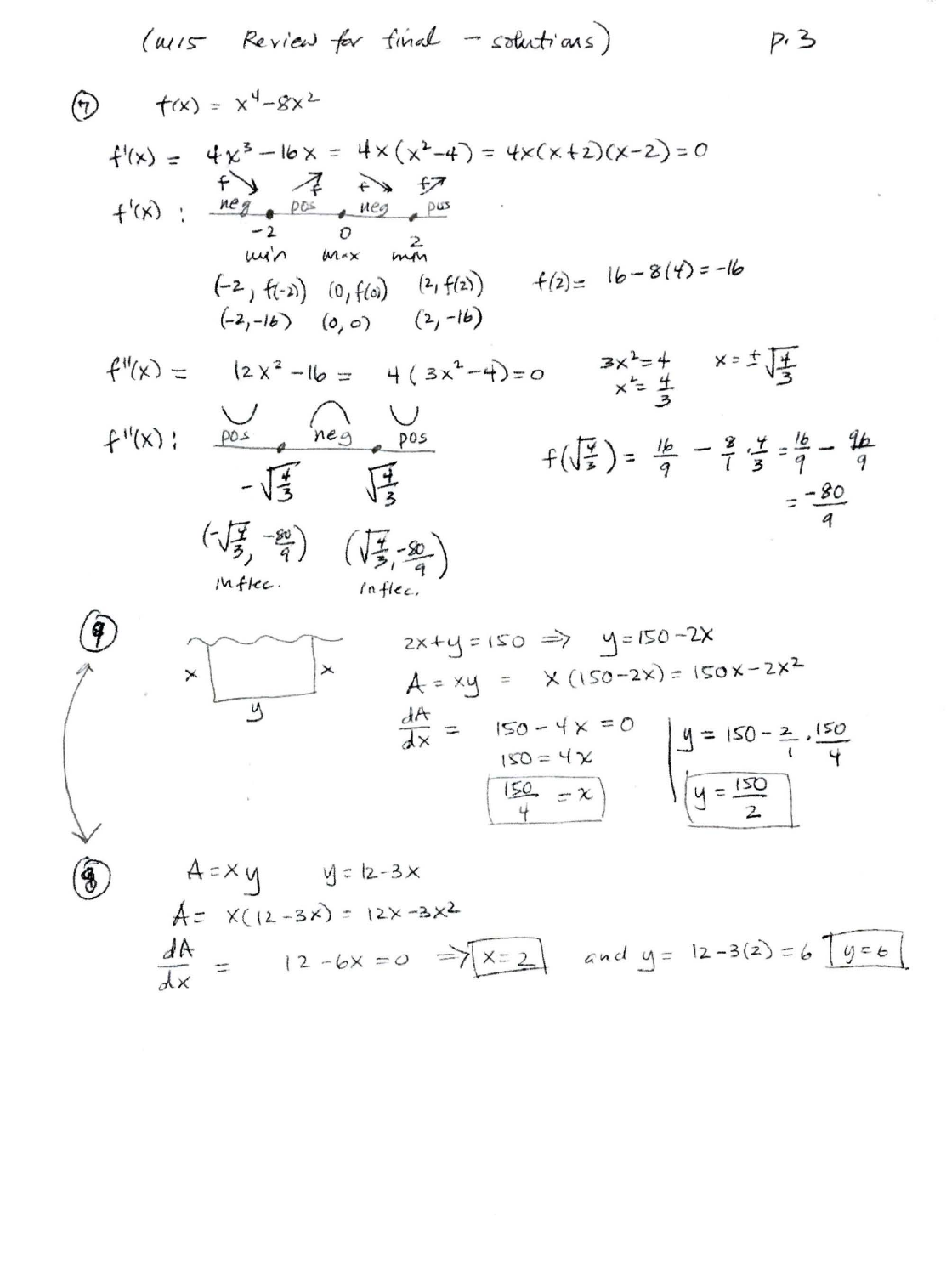(W15 Review for final - solutions)

⑦ $f(x) = x^4 - 8x^2$

$f'(x) = 4x^3 - 16x = 4x(x^2-4) = 4x(x+2)(x-2) = 0$

$f'(x)$ : neg (f ↘) • $-2$ • pos (f ↗) • $0$ • neg (f ↘) • $2$ • pos (f ↗)

$-2$ min, $0$ max, $2$ min

$(-2, f(-2))$ $(0, f(0))$ $(2, f(2))$

$(-2,-16)$ $(0,0)$ $(2,-16)$

$f(2) = 16 - 8(4) = -16$

$f''(x) = 12x^2 - 16 = 4(3x^2-4) = 0$

$3x^2 = 4$

$x^2 = \frac{4}{3}$

$x = \pm\sqrt{\frac{4}{3}}$

$f''(x)$ : pos (∪) • $-\sqrt{\frac{4}{3}}$ • neg (∩) • $\sqrt{\frac{4}{3}}$ • pos (∪)

$\left(-\sqrt{\frac{4}{3}}, -\frac{80}{9}\right)$ inflec. $\left(\sqrt{\frac{4}{3}}, -\frac{80}{9}\right)$ inflec.

$f\left(\sqrt{\frac{4}{3}}\right) = \frac{16}{9} - \frac{8}{1}\cdot\frac{4}{3} = \frac{16}{9} - \frac{96}{9}$

$= -\frac{80}{9}$

⑨ (rectangle with sides $x$, $x$ and $y$)

$2x + y = 150 \Rightarrow y = 150 - 2x$

$A = xy = x(150-2x) = 150x - 2x^2$

$\frac{dA}{dx} = 150 - 4x = 0$

$150 = 4x$

$\boxed{\frac{150}{4} = x}$

$y = 150 - \frac{2}{1}\cdot\frac{150}{4}$

$\boxed{y = \frac{150}{2}}$

⑧ $A = xy$ $y = 12 - 3x$

$A = x(12-3x) = 12x - 3x^2$

$\frac{dA}{dx} = 12 - 6x = 0 \Rightarrow \boxed{x = 2}$ and $y = 12 - 3(2) = 6$ $\boxed{y = 6}$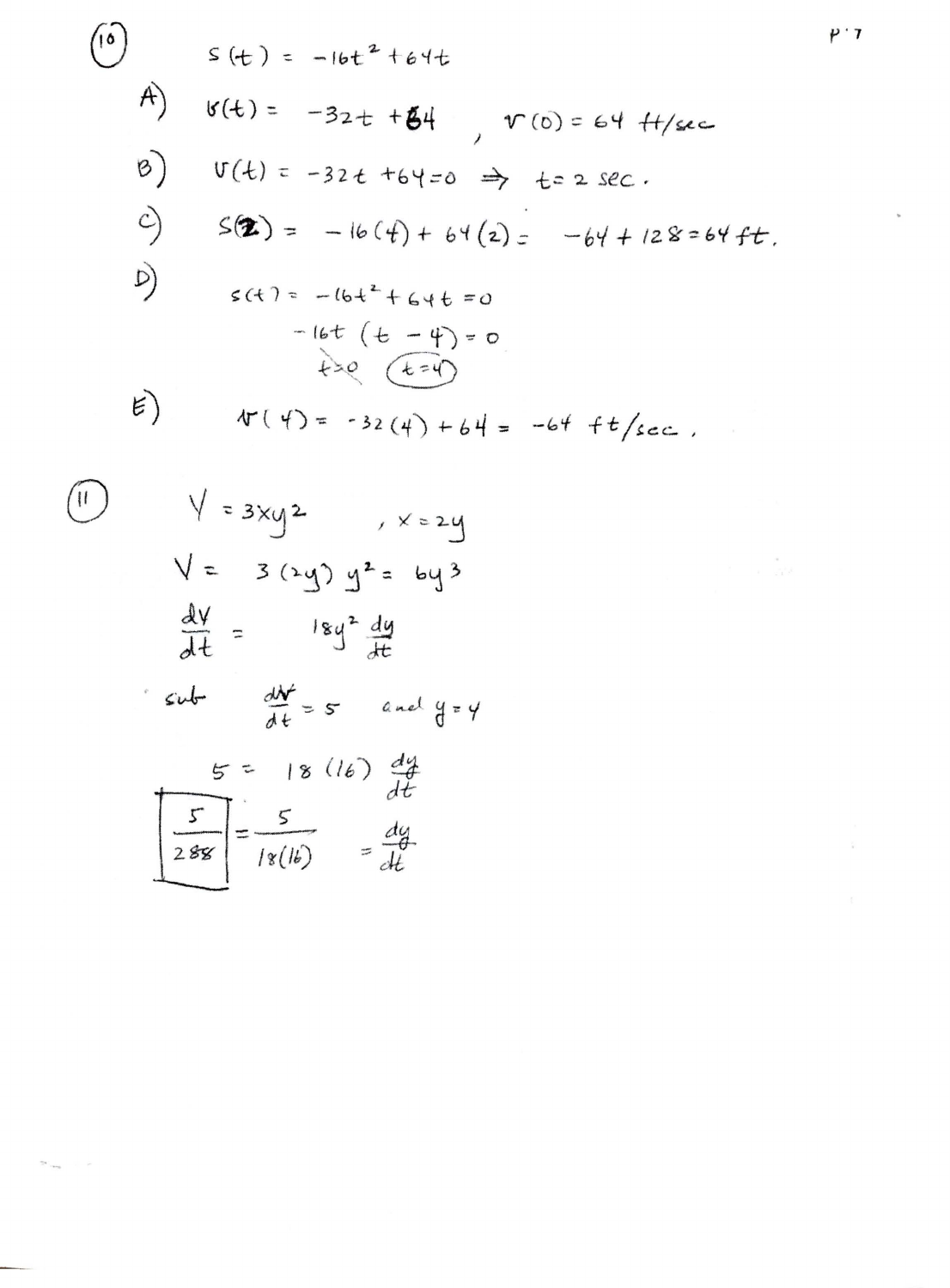(10) $s(t) = -16t^2 + 64t$

A) $v(t) = -32t + 64$ , $v(0) = 64$ ft/sec

B) $v(t) = -32t + 64 = 0 \Rightarrow t = 2$ sec.

C) $s(2) = -16(4) + 64(2) = -64 + 128 = 64$ ft.

D) $s(t) = -16t^2 + 64t = 0$

$-16t(t - 4) = 0$

~~$t = 0$~~ $t = 4$

E) $v(4) = -32(4) + 64 = -64$ ft/sec.

(11) $V = 3xy^2$ , $x = 2y$

$V = 3(2y)y^2 = 6y^3$

$$\frac{dV}{dt} = 18y^2 \frac{dy}{dt}$$

sub $\frac{dV}{dt} = 5$ and $y = 4$

$$5 = 18(16)\frac{dy}{dt}$$

$$\boxed{\frac{5}{288}} = \frac{5}{18(16)} = \frac{dy}{dt}$$